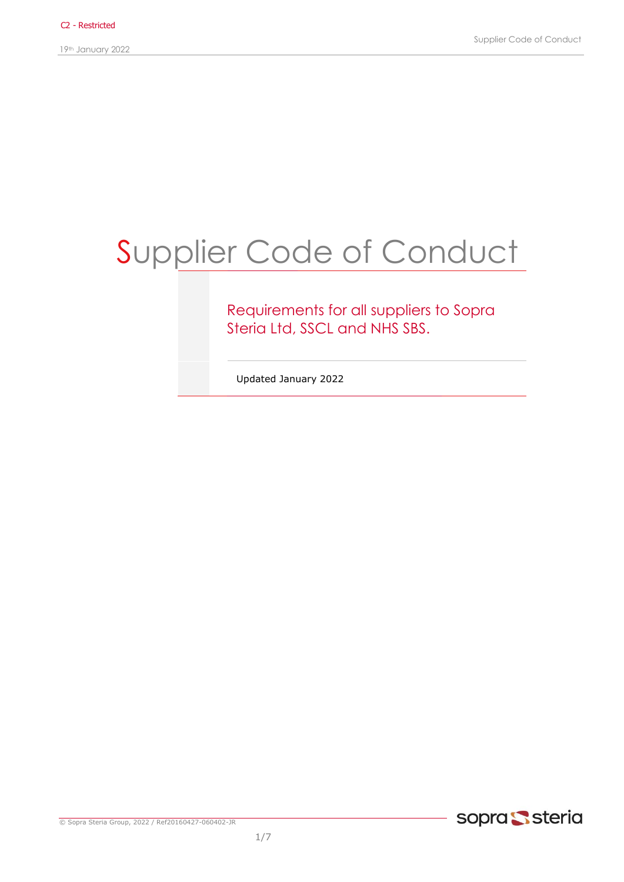# Supplier Code of Conduct

Requirements for all suppliers to Sopra Steria Ltd, SSCL and NHS SBS.

Updated January 2022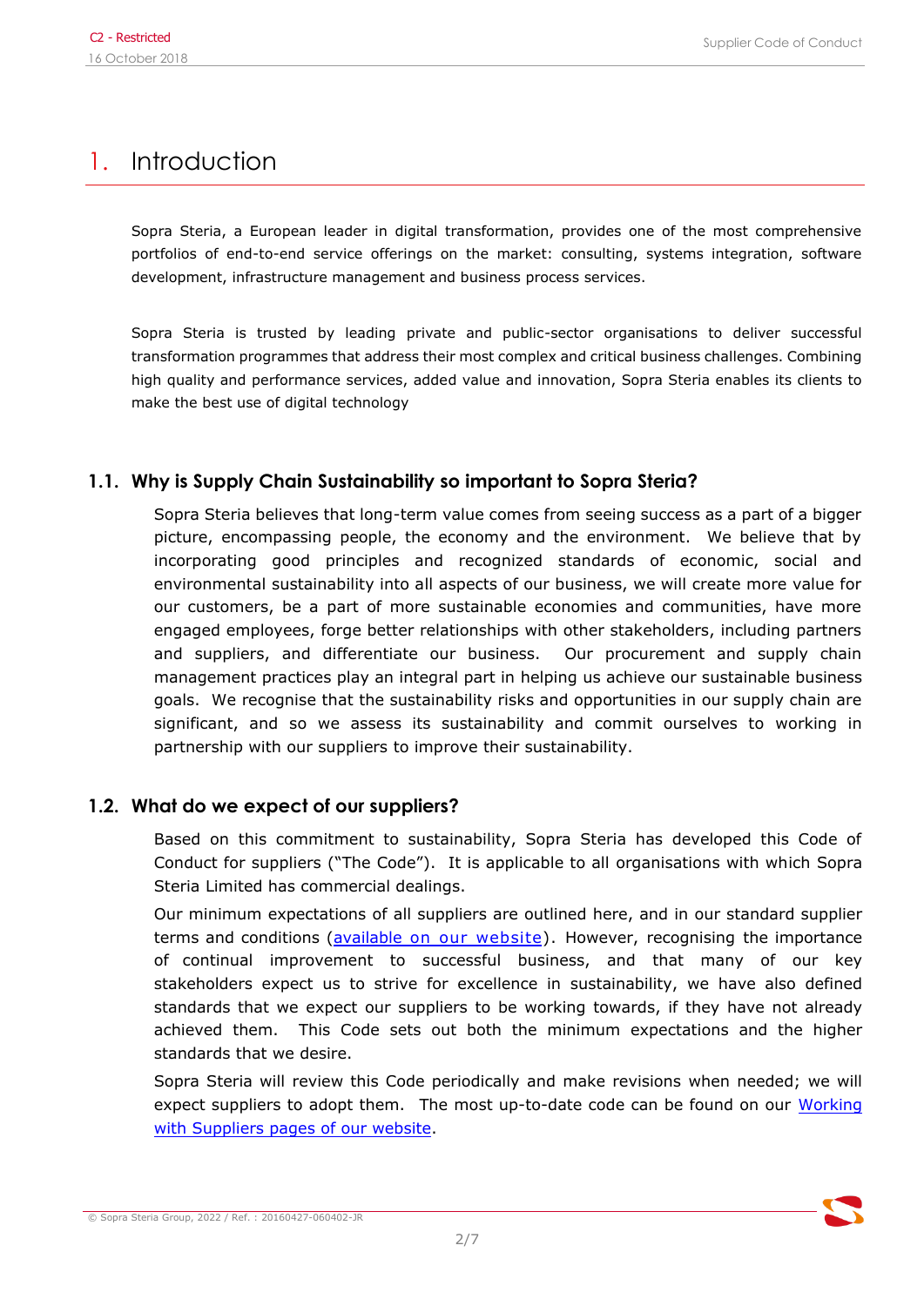# 1. Introduction

Sopra Steria, a European leader in digital transformation, provides one of the most comprehensive portfolios of end-to-end service offerings on the market: consulting, systems integration, software development, infrastructure management and business process services.

Sopra Steria is trusted by leading private and public-sector organisations to deliver successful transformation programmes that address their most complex and critical business challenges. Combining high quality and performance services, added value and innovation, Sopra Steria enables its clients to make the best use of digital technology

## 1.1. Why is Supply Chain Sustainability so important to Sopra Steria?

Sopra Steria believes that long-term value comes from seeing success as a part of a bigger picture, encompassing people, the economy and the environment. We believe that by incorporating good principles and recognized standards of economic, social and environmental sustainability into all aspects of our business, we will create more value for our customers, be a part of more sustainable economies and communities, have more engaged employees, forge better relationships with other stakeholders, including partners and suppliers, and differentiate our business. Our procurement and supply chain management practices play an integral part in helping us achieve our sustainable business goals. We recognise that the sustainability risks and opportunities in our supply chain are significant, and so we assess its sustainability and commit ourselves to working in partnership with our suppliers to improve their sustainability.

## 1.2. What do we expect of our suppliers?

Based on this commitment to sustainability, Sopra Steria has developed this Code of Conduct for suppliers ("The Code"). It is applicable to all organisations with which Sopra Steria Limited has commercial dealings.

Our minimum expectations of all suppliers are outlined here, and in our standard supplier terms and conditions (available on our website). However, recognising the importance of continual improvement to successful business, and that many of our key stakeholders expect us to strive for excellence in sustainability, we have also defined standards that we expect our suppliers to be working towards, if they have not already achieved them. This Code sets out both the minimum expectations and the higher standards that we desire.

Sopra Steria will review this Code periodically and make revisions when needed; we will expect suppliers to adopt them. The most up-to-date code can be found on our Working with Suppliers pages of our website.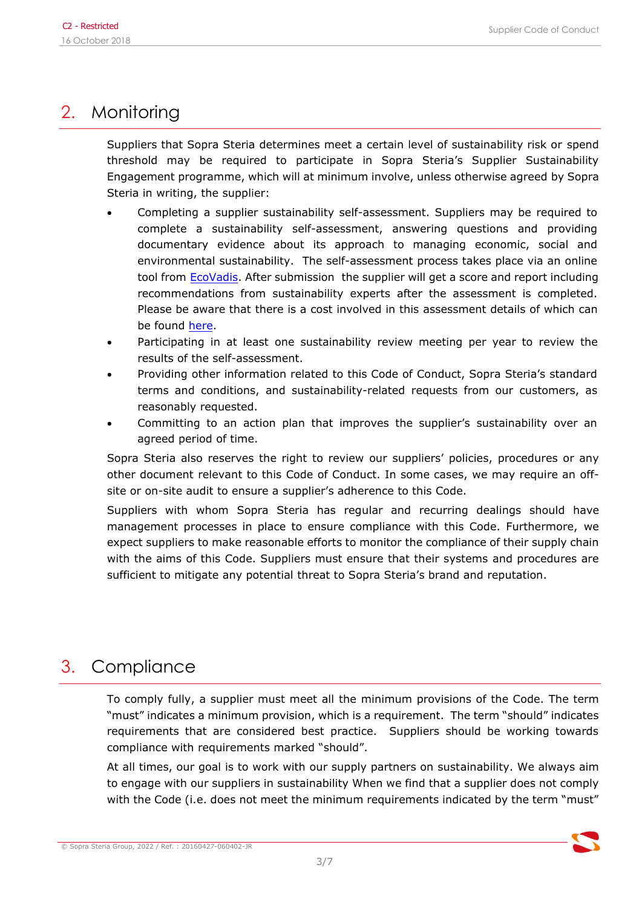## 2. Monitoring

Suppliers that Sopra Steria determines meet a certain level of sustainability risk or spend threshold may be required to participate in Sopra Steria's Supplier Sustainability Engagement programme, which will at minimum involve, unless otherwise agreed by Sopra Steria in writing, the supplier:

- Completing a supplier sustainability self-assessment. Suppliers may be required to complete a sustainability self-assessment, answering questions and providing documentary evidence about its approach to managing economic, social and environmental sustainability. The self-assessment process takes place via an online tool from EcoVadis. After submission the supplier will get a score and report including recommendations from sustainability experts after the assessment is completed. Please be aware that there is a cost involved in this assessment details of which can be found here.
- Participating in at least one sustainability review meeting per year to review the results of the self-assessment.
- Providing other information related to this Code of Conduct, Sopra Steria's standard terms and conditions, and sustainability-related requests from our customers, as reasonably requested.
- Committing to an action plan that improves the supplier's sustainability over an agreed period of time.

Sopra Steria also reserves the right to review our suppliers' policies, procedures or any other document relevant to this Code of Conduct. In some cases, we may require an off-site or on-site audit to ensure a supplier's adherence to this Code.

Suppliers with whom Sopra Steria has regular and recurring dealings should have management processes in place to ensure compliance with this Code. Furthermore, we expect suppliers to make reasonable efforts to monitor the compliance of their supply chain with the aims of this Code. Suppliers must ensure that their systems and procedures are sufficient to mitigate any potential threat to Sopra Steria's brand and reputation.

## 3. Compliance

To comply fully, a supplier must meet all the minimum provisions of the Code. The term "must" indicates a minimum provision, which is a requirement. The term "should" indicates requirements that are considered best practice. Suppliers should be working towards compliance with requirements marked "should".

At all times, our goal is to work with our supply partners on sustainability. We always aim to engage with our suppliers in sustainability When we find that a supplier does not comply with the Code (i.e. does not meet the minimum requirements indicated by the term "must"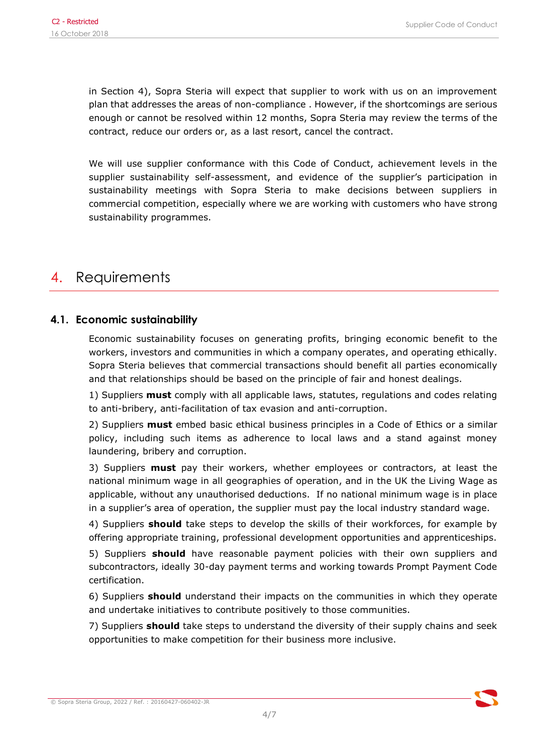in Section 4), Sopra Steria will expect that supplier to work with us on an improvement plan that addresses the areas of non-compliance . However, if the shortcomings are serious enough or cannot be resolved within 12 months, Sopra Steria may review the terms of the contract, reduce our orders or, as a last resort, cancel the contract.

We will use supplier conformance with this Code of Conduct, achievement levels in the supplier sustainability self-assessment, and evidence of the supplier's participation in sustainability meetings with Sopra Steria to make decisions between suppliers in commercial competition, especially where we are working with customers who have strong sustainability programmes.

# 4. Requirements

## 4.1. Economic sustainability

Economic sustainability focuses on generating profits, bringing economic benefit to the workers, investors and communities in which a company operates, and operating ethically. Sopra Steria believes that commercial transactions should benefit all parties economically and that relationships should be based on the principle of fair and honest dealings.

1) Suppliers **must** comply with all applicable laws, statutes, regulations and codes relating to anti-bribery, anti-facilitation of tax evasion and anti-corruption.

2) Suppliers **must** embed basic ethical business principles in a Code of Ethics or a similar policy, including such items as adherence to local laws and a stand against money laundering, bribery and corruption.

3) Suppliers **must** pay their workers, whether employees or contractors, at least the national minimum wage in all geographies of operation, and in the UK the Living Wage as applicable, without any unauthorised deductions. If no national minimum wage is in place in a supplier's area of operation, the supplier must pay the local industry standard wage.

4) Suppliers **should** take steps to develop the skills of their workforces, for example by offering appropriate training, professional development opportunities and apprenticeships.

5) Suppliers **should** have reasonable payment policies with their own suppliers and subcontractors, ideally 30-day payment terms and working towards Prompt Payment Code certification.

6) Suppliers **should** understand their impacts on the communities in which they operate and undertake initiatives to contribute positively to those communities.

7) Suppliers **should** take steps to understand the diversity of their supply chains and seek opportunities to make competition for their business more inclusive.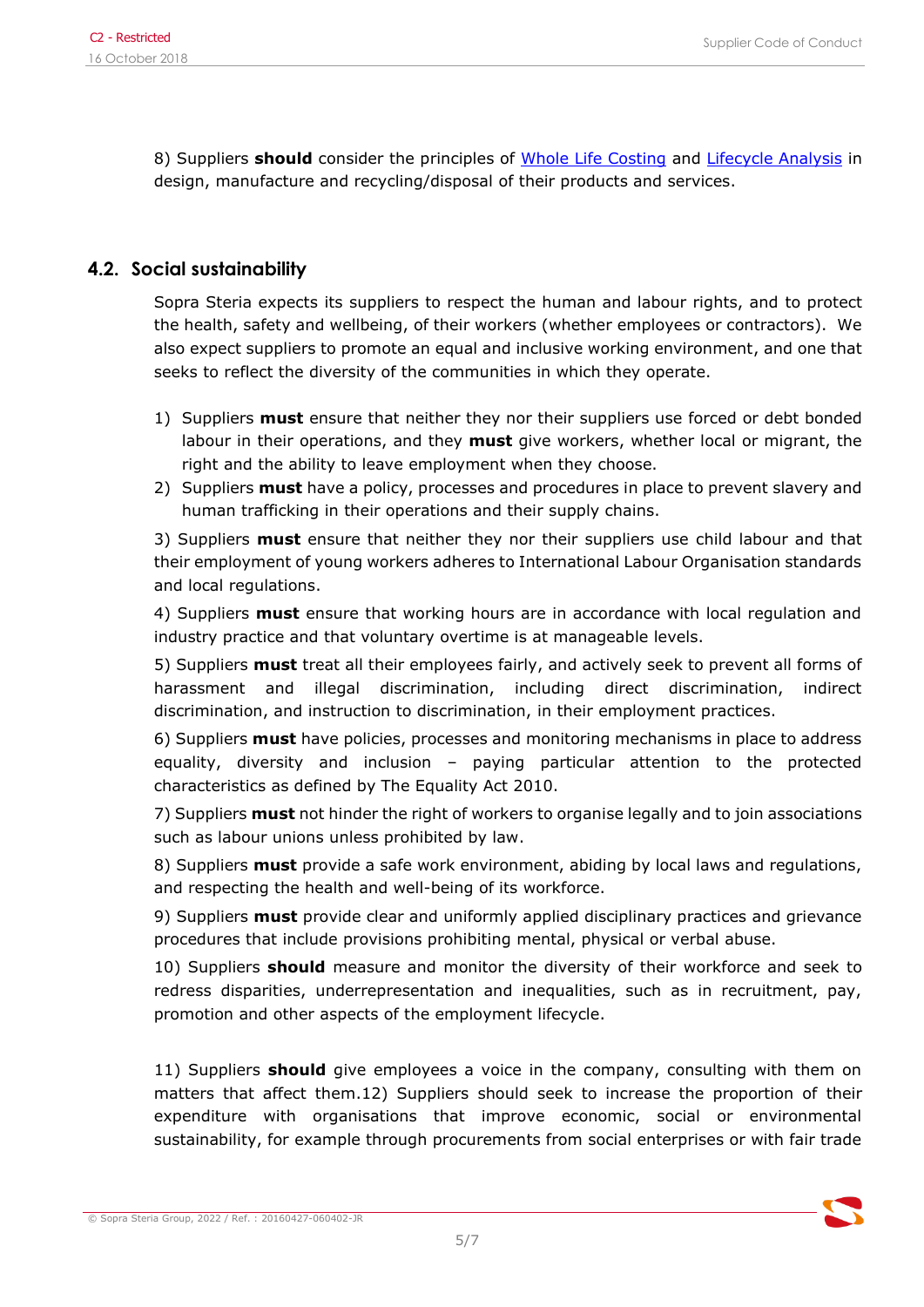8) Suppliers **should** consider the principles of [Whole Life Costing]() and [Lifecycle Analysis]() in design, manufacture and recycling/disposal of their products and services.

## 4.2. Social sustainability

Sopra Steria expects its suppliers to respect the human and labour rights, and to protect the health, safety and wellbeing, of their workers (whether employees or contractors). We also expect suppliers to promote an equal and inclusive working environment, and one that seeks to reflect the diversity of the communities in which they operate.

1) Suppliers **must** ensure that neither they nor their suppliers use forced or debt bonded labour in their operations, and they **must** give workers, whether local or migrant, the right and the ability to leave employment when they choose.
2) Suppliers **must** have a policy, processes and procedures in place to prevent slavery and human trafficking in their operations and their supply chains.

3) Suppliers **must** ensure that neither they nor their suppliers use child labour and that their employment of young workers adheres to International Labour Organisation standards and local regulations.

4) Suppliers **must** ensure that working hours are in accordance with local regulation and industry practice and that voluntary overtime is at manageable levels.

5) Suppliers **must** treat all their employees fairly, and actively seek to prevent all forms of harassment and illegal discrimination, including direct discrimination, indirect discrimination, and instruction to discrimination, in their employment practices.

6) Suppliers **must** have policies, processes and monitoring mechanisms in place to address equality, diversity and inclusion – paying particular attention to the protected characteristics as defined by The Equality Act 2010.

7) Suppliers **must** not hinder the right of workers to organise legally and to join associations such as labour unions unless prohibited by law.

8) Suppliers **must** provide a safe work environment, abiding by local laws and regulations, and respecting the health and well-being of its workforce.

9) Suppliers **must** provide clear and uniformly applied disciplinary practices and grievance procedures that include provisions prohibiting mental, physical or verbal abuse.

10) Suppliers **should** measure and monitor the diversity of their workforce and seek to redress disparities, underrepresentation and inequalities, such as in recruitment, pay, promotion and other aspects of the employment lifecycle.

11) Suppliers **should** give employees a voice in the company, consulting with them on matters that affect them.12) Suppliers should seek to increase the proportion of their expenditure with organisations that improve economic, social or environmental sustainability, for example through procurements from social enterprises or with fair trade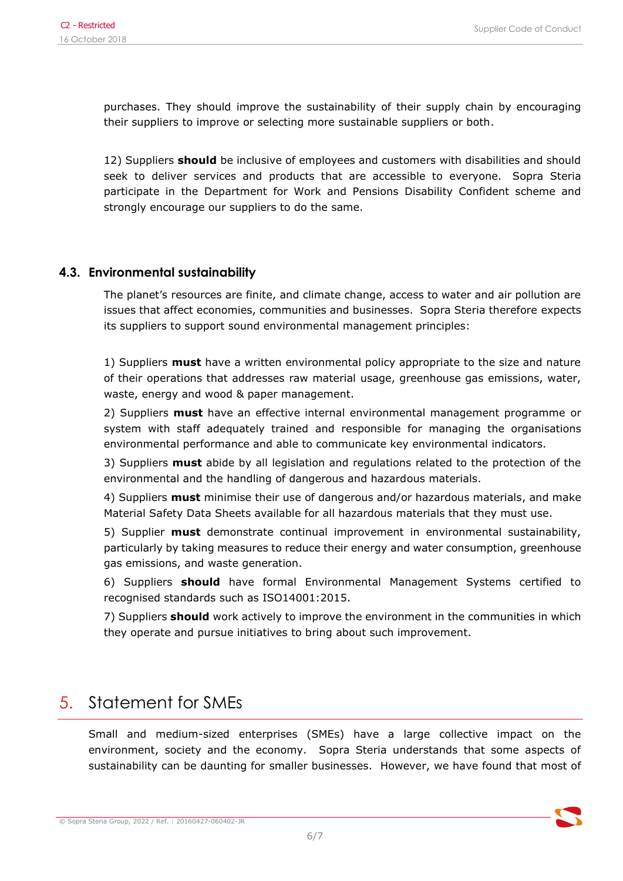purchases. They should improve the sustainability of their supply chain by encouraging their suppliers to improve or selecting more sustainable suppliers or both.

12) Suppliers **should** be inclusive of employees and customers with disabilities and should seek to deliver services and products that are accessible to everyone. Sopra Steria participate in the Department for Work and Pensions Disability Confident scheme and strongly encourage our suppliers to do the same.

### 4.3. Environmental sustainability

The planet's resources are finite, and climate change, access to water and air pollution are issues that affect economies, communities and businesses. Sopra Steria therefore expects its suppliers to support sound environmental management principles:

1) Suppliers **must** have a written environmental policy appropriate to the size and nature of their operations that addresses raw material usage, greenhouse gas emissions, water, waste, energy and wood & paper management.

2) Suppliers **must** have an effective internal environmental management programme or system with staff adequately trained and responsible for managing the organisations environmental performance and able to communicate key environmental indicators.

3) Suppliers **must** abide by all legislation and regulations related to the protection of the environmental and the handling of dangerous and hazardous materials.

4) Suppliers **must** minimise their use of dangerous and/or hazardous materials, and make Material Safety Data Sheets available for all hazardous materials that they must use.

5) Supplier **must** demonstrate continual improvement in environmental sustainability, particularly by taking measures to reduce their energy and water consumption, greenhouse gas emissions, and waste generation.

6) Suppliers **should** have formal Environmental Management Systems certified to recognised standards such as ISO14001:2015.

7) Suppliers **should** work actively to improve the environment in the communities in which they operate and pursue initiatives to bring about such improvement.

## 5. Statement for SMEs

Small and medium-sized enterprises (SMEs) have a large collective impact on the environment, society and the economy. Sopra Steria understands that some aspects of sustainability can be daunting for smaller businesses. However, we have found that most of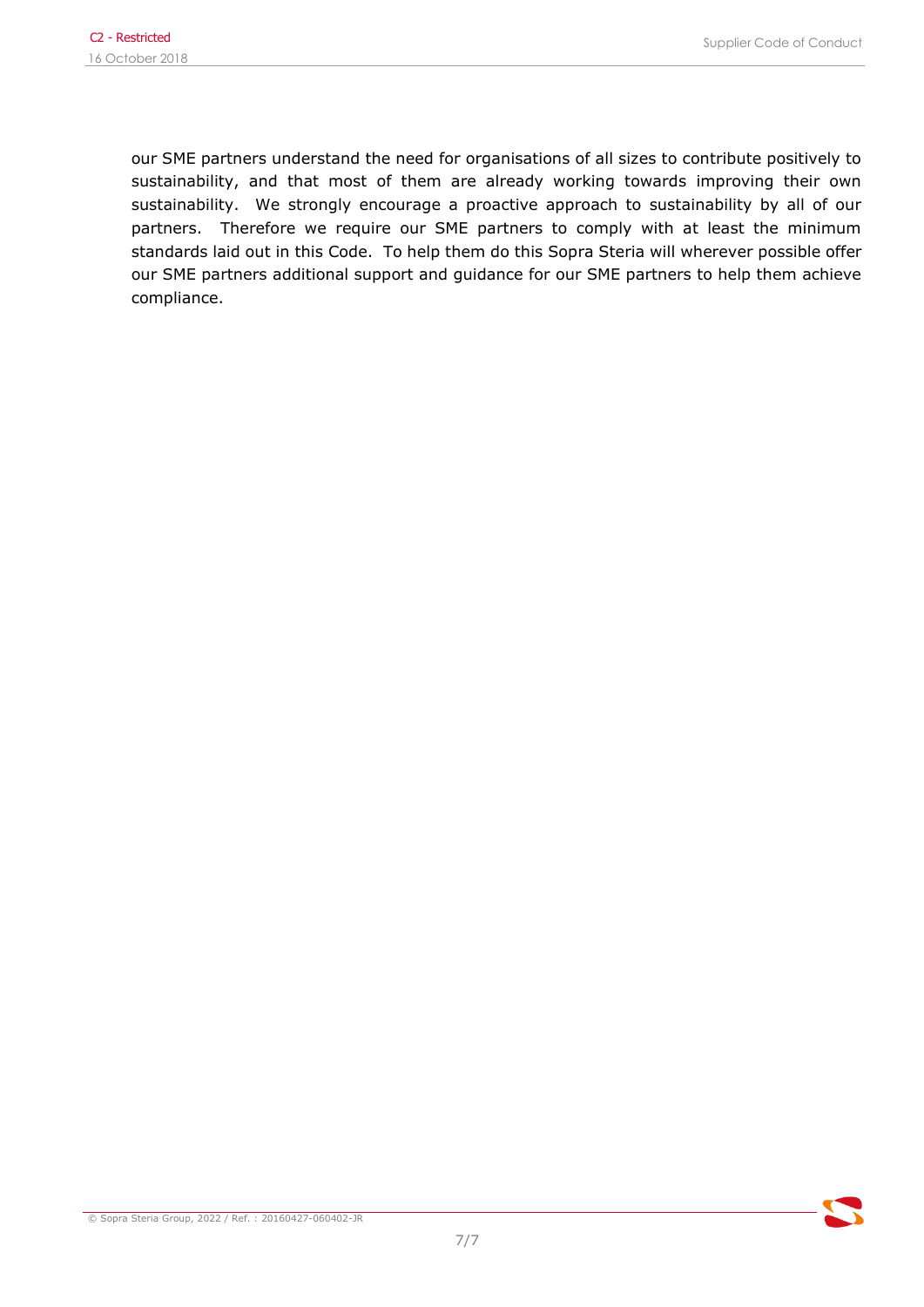our SME partners understand the need for organisations of all sizes to contribute positively to sustainability, and that most of them are already working towards improving their own sustainability. We strongly encourage a proactive approach to sustainability by all of our partners. Therefore we require our SME partners to comply with at least the minimum standards laid out in this Code. To help them do this Sopra Steria will wherever possible offer our SME partners additional support and guidance for our SME partners to help them achieve compliance.